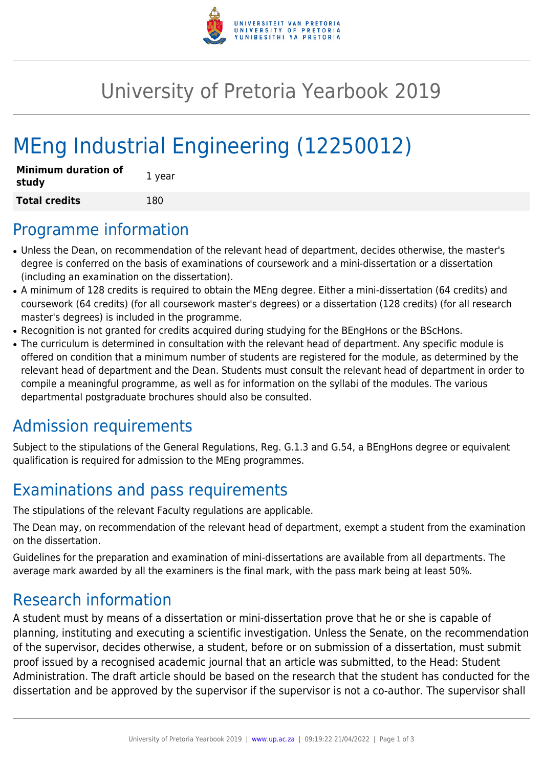# University of Pretoria Yearbook 2019

# MEng Industrial Engineering (12250012)

| **Minimum duration of study** | 1 year |
| --- | --- |
| **Total credits** | 180 |

## Programme information

- Unless the Dean, on recommendation of the relevant head of department, decides otherwise, the master's degree is conferred on the basis of examinations of coursework and a mini-dissertation or a dissertation (including an examination on the dissertation).
- A minimum of 128 credits is required to obtain the MEng degree. Either a mini-dissertation (64 credits) and coursework (64 credits) (for all coursework master's degrees) or a dissertation (128 credits) (for all research master's degrees) is included in the programme.
- Recognition is not granted for credits acquired during studying for the BEngHons or the BScHons.
- The curriculum is determined in consultation with the relevant head of department. Any specific module is offered on condition that a minimum number of students are registered for the module, as determined by the relevant head of department and the Dean. Students must consult the relevant head of department in order to compile a meaningful programme, as well as for information on the syllabi of the modules. The various departmental postgraduate brochures should also be consulted.

## Admission requirements

Subject to the stipulations of the General Regulations, Reg. G.1.3 and G.54, a BEngHons degree or equivalent qualification is required for admission to the MEng programmes.

## Examinations and pass requirements

The stipulations of the relevant Faculty regulations are applicable.

The Dean may, on recommendation of the relevant head of department, exempt a student from the examination on the dissertation.

Guidelines for the preparation and examination of mini-dissertations are available from all departments. The average mark awarded by all the examiners is the final mark, with the pass mark being at least 50%.

## Research information

A student must by means of a dissertation or mini-dissertation prove that he or she is capable of planning, instituting and executing a scientific investigation. Unless the Senate, on the recommendation of the supervisor, decides otherwise, a student, before or on submission of a dissertation, must submit proof issued by a recognised academic journal that an article was submitted, to the Head: Student Administration. The draft article should be based on the research that the student has conducted for the dissertation and be approved by the supervisor if the supervisor is not a co-author. The supervisor shall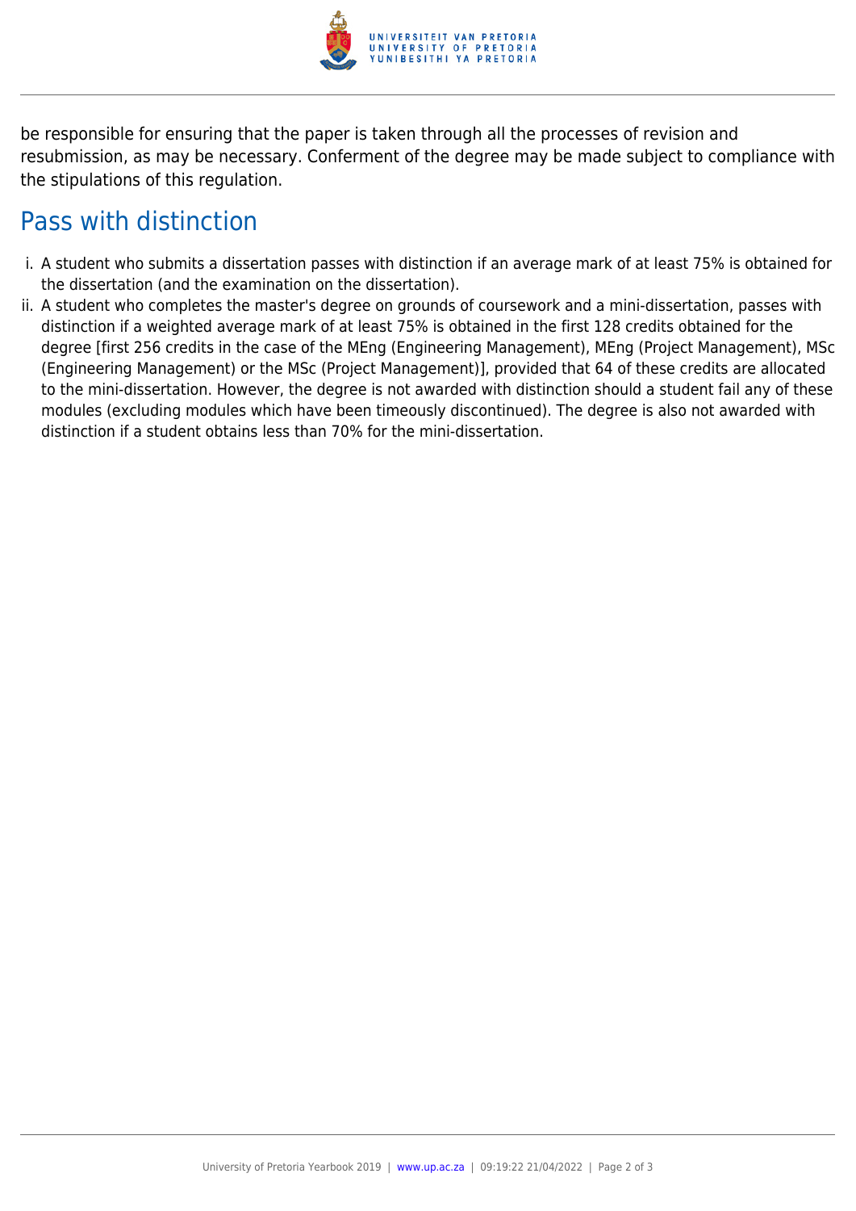be responsible for ensuring that the paper is taken through all the processes of revision and resubmission, as may be necessary. Conferment of the degree may be made subject to compliance with the stipulations of this regulation.

## Pass with distinction

i. A student who submits a dissertation passes with distinction if an average mark of at least 75% is obtained for the dissertation (and the examination on the dissertation).
ii. A student who completes the master's degree on grounds of coursework and a mini-dissertation, passes with distinction if a weighted average mark of at least 75% is obtained in the first 128 credits obtained for the degree [first 256 credits in the case of the MEng (Engineering Management), MEng (Project Management), MSc (Engineering Management) or the MSc (Project Management)], provided that 64 of these credits are allocated to the mini-dissertation. However, the degree is not awarded with distinction should a student fail any of these modules (excluding modules which have been timeously discontinued). The degree is also not awarded with distinction if a student obtains less than 70% for the mini-dissertation.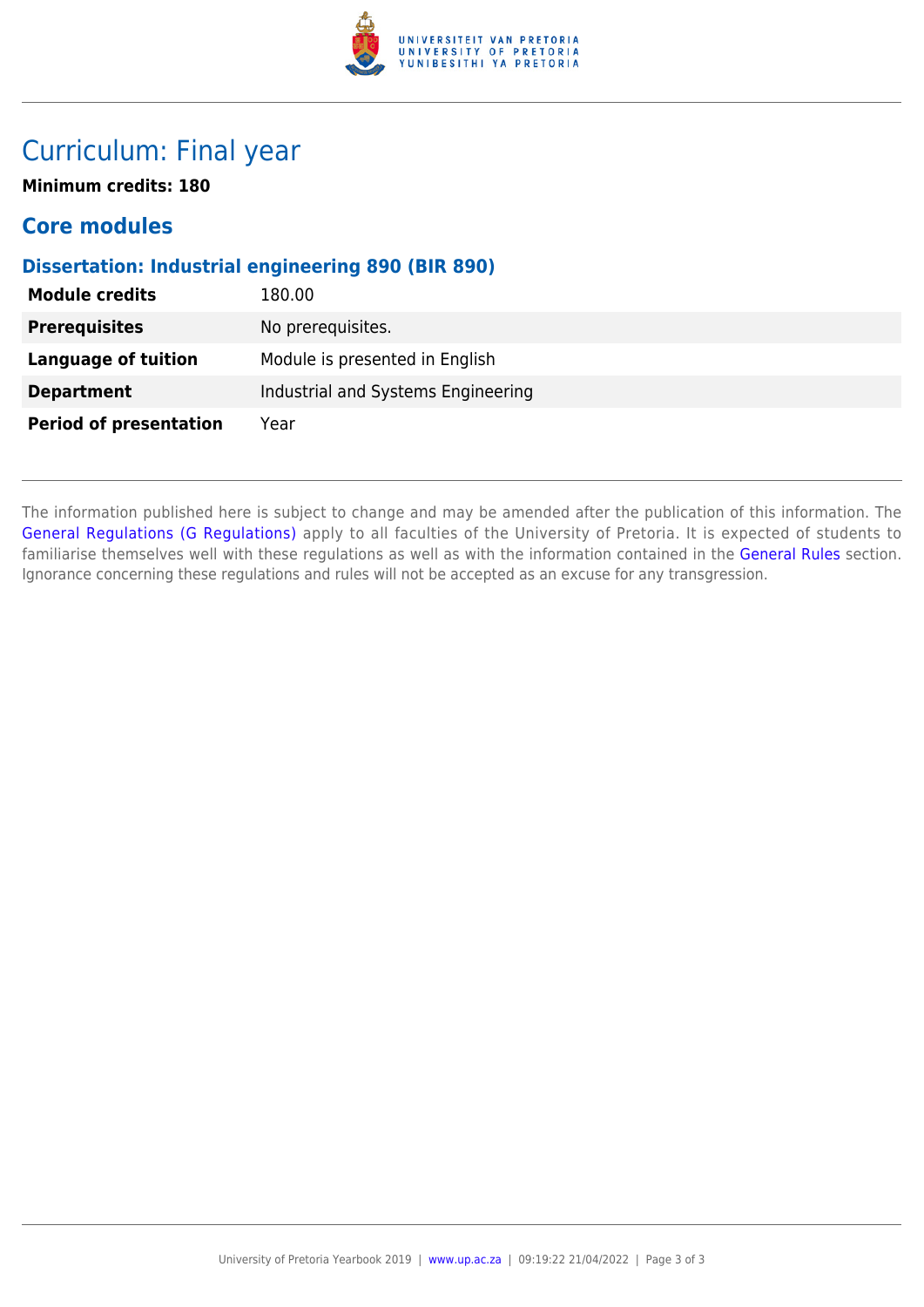# Curriculum: Final year

**Minimum credits: 180**

## Core modules

### Dissertation: Industrial engineering 890 (BIR 890)

| | |
|---|---|
| **Module credits** | 180.00 |
| **Prerequisites** | No prerequisites. |
| **Language of tuition** | Module is presented in English |
| **Department** | Industrial and Systems Engineering |
| **Period of presentation** | Year |

The information published here is subject to change and may be amended after the publication of this information. The General Regulations (G Regulations) apply to all faculties of the University of Pretoria. It is expected of students to familiarise themselves well with these regulations as well as with the information contained in the General Rules section. Ignorance concerning these regulations and rules will not be accepted as an excuse for any transgression.